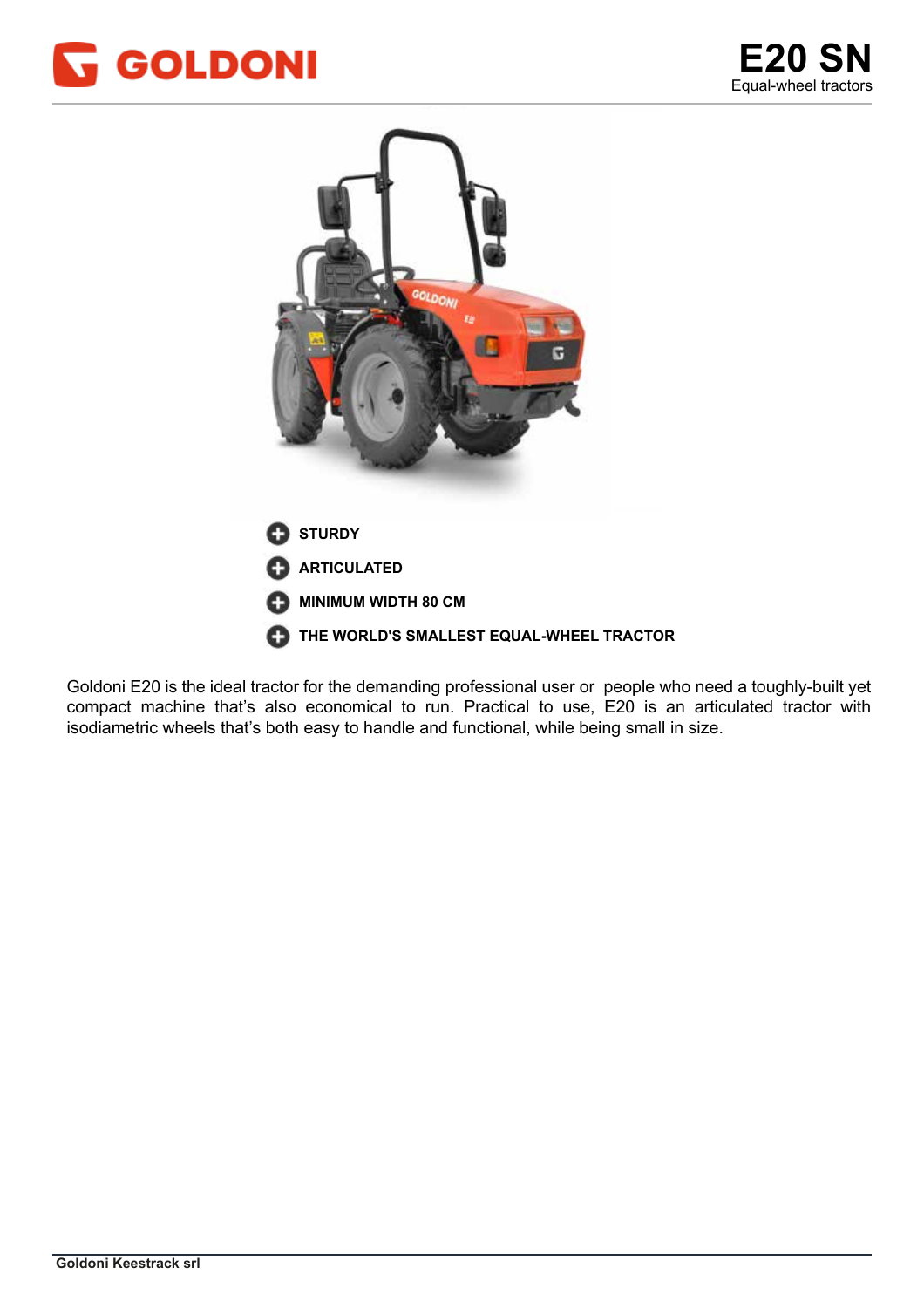# GOLDONI

# E20 SN

Equal-wheel tractors

- **STURDY**
- **ARTICULATED**
- **MINIMUM WIDTH 80 CM**
- **THE WORLD'S SMALLEST EQUAL-WHEEL TRACTOR**

Goldoni E20 is the ideal tractor for the demanding professional user or people who need a toughly-built yet compact machine that's also economical to run. Practical to use, E20 is an articulated tractor with isodiametric wheels that's both easy to handle and functional, while being small in size.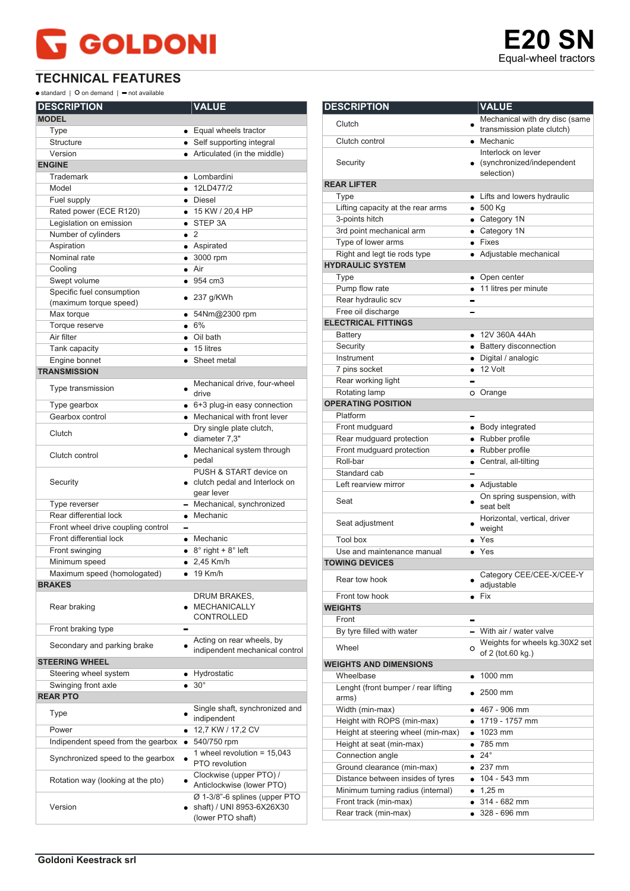# GOLDONI

# E20 SN

Equal-wheel tractors

## TECHNICAL FEATURES

● standard | O on demand | ▬ not available

| DESCRIPTION | | VALUE |
|---|---|---|
| **MODEL** | | |
| Type | ● | Equal wheels tractor |
| Structure | ● | Self supporting integral |
| Version | ● | Articulated (in the middle) |
| **ENGINE** | | |
| Trademark | ● | Lombardini |
| Model | ● | 12LD477/2 |
| Fuel supply | ● | Diesel |
| Rated power (ECE R120) | ● | 15 KW / 20,4 HP |
| Legislation on emission | ● | STEP 3A |
| Number of cylinders | ● | 2 |
| Aspiration | ● | Aspirated |
| Nominal rate | ● | 3000 rpm |
| Cooling | ● | Air |
| Swept volume | ● | 954 cm3 |
| Specific fuel consumption (maximum torque speed) | ● | 237 g/KWh |
| Max torque | ● | 54Nm@2300 rpm |
| Torque reserve | ● | 6% |
| Air filter | ● | Oil bath |
| Tank capacity | ● | 15 litres |
| Engine bonnet | ● | Sheet metal |
| **TRANSMISSION** | | |
| Type transmission | ● | Mechanical drive, four-wheel drive |
| Type gearbox | ● | 6+3 plug-in easy connection |
| Gearbox control | ● | Mechanical with front lever |
| Clutch | ● | Dry single plate clutch, diameter 7,3" |
| Clutch control | ● | Mechanical system through pedal |
| Security | ● | PUSH & START device on clutch pedal and Interlock on gear lever |
| Type reverser | ▬ | Mechanical, synchronized |
| Rear differential lock | ● | Mechanic |
| Front wheel drive coupling control | ▬ | |
| Front differential lock | ● | Mechanic |
| Front swinging | ● | 8° right + 8° left |
| Minimum speed | ● | 2,45 Km/h |
| Maximum speed (homologated) | ● | 19 Km/h |
| **BRAKES** | | |
| Rear braking | ● | DRUM BRAKES, MECHANICALLY CONTROLLED |
| Front braking type | ▬ | |
| Secondary and parking brake | ● | Acting on rear wheels, by indipendent mechanical control |
| **STEERING WHEEL** | | |
| Steering wheel system | ● | Hydrostatic |
| Swinging front axle | ● | 30° |
| **REAR PTO** | | |
| Type | ● | Single shaft, synchronized and indipendent |
| Power | ● | 12,7 KW / 17,2 CV |
| Independent speed from the gearbox | ● | 540/750 rpm |
| Synchronized speed to the gearbox | ● | 1 wheel revolution = 15,043 PTO revolution |
| Rotation way (looking at the pto) | ● | Clockwise (upper PTO) / Anticlockwise (lower PTO) |
| Version | ● | Ø 1-3/8"-6 splines (upper PTO shaft) / UNI 8953-6X26X30 (lower PTO shaft) |

| DESCRIPTION | | VALUE |
|---|---|---|
| Clutch | ● | Mechanical with dry disc (same transmission plate clutch) |
| Clutch control | ● | Mechanic |
| Security | ● | Interlock on lever (synchronized/independent selection) |
| **REAR LIFTER** | | |
| Type | ● | Lifts and lowers hydraulic |
| Lifting capacity at the rear arms | ● | 500 Kg |
| 3-points hitch | ● | Category 1N |
| 3rd point mechanical arm | ● | Category 1N |
| Type of lower arms | ● | Fixes |
| Right and legt tie rods type | ● | Adjustable mechanical |
| **HYDRAULIC SYSTEM** | | |
| Type | ● | Open center |
| Pump flow rate | ● | 11 litres per minute |
| Rear hydraulic scv | ▬ | |
| Free oil discharge | ▬ | |
| **ELECTRICAL FITTINGS** | | |
| Battery | ● | 12V 360A 44Ah |
| Security | ● | Battery disconnection |
| Instrument | ● | Digital / analogic |
| 7 pins socket | ● | 12 Volt |
| Rear working light | ▬ | |
| Rotating lamp | O | Orange |
| **OPERATING POSITION** | | |
| Platform | ▬ | |
| Front mudguard | ● | Body integrated |
| Rear mudguard protection | ● | Rubber profile |
| Front mudguard protection | ● | Rubber profile |
| Roll-bar | ● | Central, all-tilting |
| Standard cab | ▬ | |
| Left rearview mirror | ● | Adjustable |
| Seat | ● | On spring suspension, with seat belt |
| Seat adjustment | ● | Horizontal, vertical, driver weight |
| Tool box | ● | Yes |
| Use and maintenance manual | ● | Yes |
| **TOWING DEVICES** | | |
| Rear tow hook | ● | Category CEE/CEE-X/CEE-Y adjustable |
| Front tow hook | ● | Fix |
| **WEIGHTS** | | |
| Front | ▬ | |
| By tyre filled with water | ▬ | With air / water valve |
| Wheel | O | Weights for wheels kg.30X2 set of 2 (tot.60 kg.) |
| **WEIGHTS AND DIMENSIONS** | | |
| Wheelbase | ● | 1000 mm |
| Lenght (front bumper / rear lifting arms) | ● | 2500 mm |
| Width (min-max) | ● | 467 - 906 mm |
| Height with ROPS (min-max) | ● | 1719 - 1757 mm |
| Height at steering wheel (min-max) | ● | 1023 mm |
| Height at seat (min-max) | ● | 785 mm |
| Connection angle | ● | 24° |
| Ground clearance (min-max) | ● | 237 mm |
| Distance between insides of tyres | ● | 104 - 543 mm |
| Minimum turning radius (internal) | ● | 1,25 m |
| Front track (min-max) | ● | 314 - 682 mm |
| Rear track (min-max) | ● | 328 - 696 mm |

Goldoni Keestrack srl